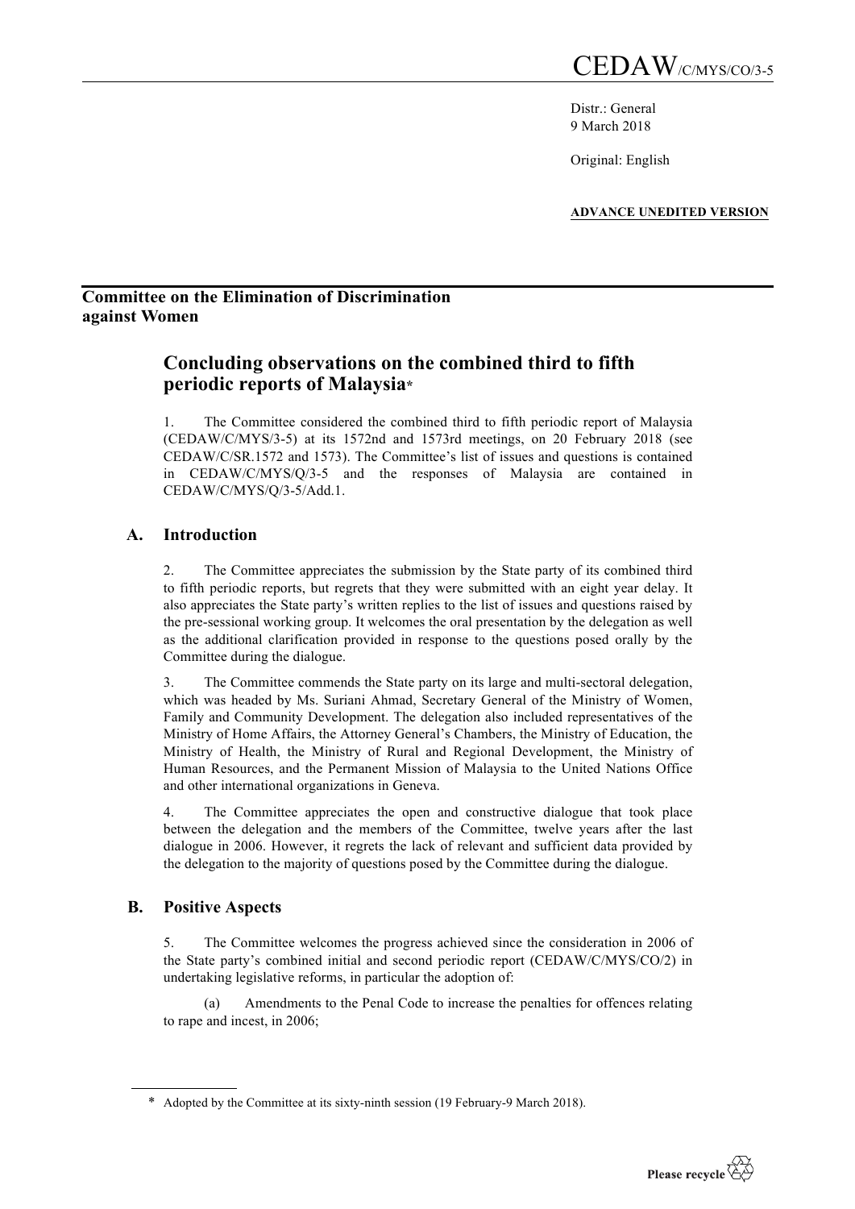CEDAW/C/MYS/CO/3-5

Distr.: General
9 March 2018

Original: English

**ADVANCE UNEDITED VERSION**

**Committee on the Elimination of Discrimination against Women**

# Concluding observations on the combined third to fifth periodic reports of Malaysia*

1. The Committee considered the combined third to fifth periodic report of Malaysia (CEDAW/C/MYS/3-5) at its 1572nd and 1573rd meetings, on 20 February 2018 (see CEDAW/C/SR.1572 and 1573). The Committee's list of issues and questions is contained in CEDAW/C/MYS/Q/3-5 and the responses of Malaysia are contained in CEDAW/C/MYS/Q/3-5/Add.1.

## A. Introduction

2. The Committee appreciates the submission by the State party of its combined third to fifth periodic reports, but regrets that they were submitted with an eight year delay. It also appreciates the State party's written replies to the list of issues and questions raised by the pre-sessional working group. It welcomes the oral presentation by the delegation as well as the additional clarification provided in response to the questions posed orally by the Committee during the dialogue.

3. The Committee commends the State party on its large and multi-sectoral delegation, which was headed by Ms. Suriani Ahmad, Secretary General of the Ministry of Women, Family and Community Development. The delegation also included representatives of the Ministry of Home Affairs, the Attorney General's Chambers, the Ministry of Education, the Ministry of Health, the Ministry of Rural and Regional Development, the Ministry of Human Resources, and the Permanent Mission of Malaysia to the United Nations Office and other international organizations in Geneva.

4. The Committee appreciates the open and constructive dialogue that took place between the delegation and the members of the Committee, twelve years after the last dialogue in 2006. However, it regrets the lack of relevant and sufficient data provided by the delegation to the majority of questions posed by the Committee during the dialogue.

## B. Positive Aspects

5. The Committee welcomes the progress achieved since the consideration in 2006 of the State party's combined initial and second periodic report (CEDAW/C/MYS/CO/2) in undertaking legislative reforms, in particular the adoption of:

(a) Amendments to the Penal Code to increase the penalties for offences relating to rape and incest, in 2006;

* Adopted by the Committee at its sixty-ninth session (19 February-9 March 2018).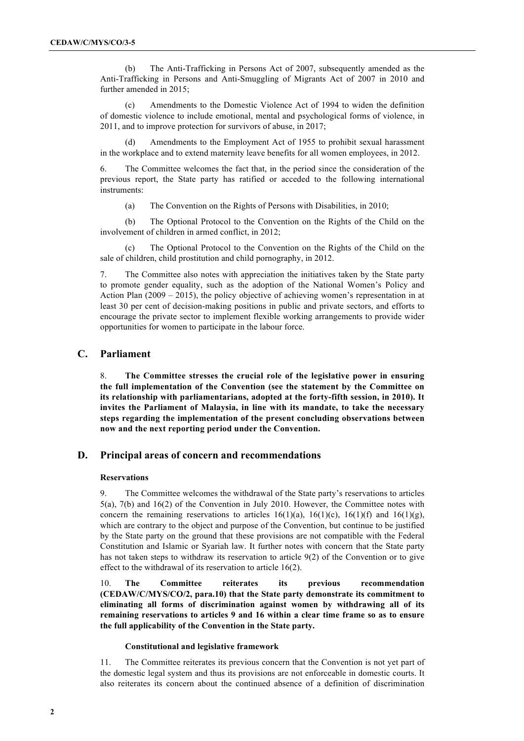(b) The Anti-Trafficking in Persons Act of 2007, subsequently amended as the Anti-Trafficking in Persons and Anti-Smuggling of Migrants Act of 2007 in 2010 and further amended in 2015;

(c) Amendments to the Domestic Violence Act of 1994 to widen the definition of domestic violence to include emotional, mental and psychological forms of violence, in 2011, and to improve protection for survivors of abuse, in 2017;

(d) Amendments to the Employment Act of 1955 to prohibit sexual harassment in the workplace and to extend maternity leave benefits for all women employees, in 2012.

6. The Committee welcomes the fact that, in the period since the consideration of the previous report, the State party has ratified or acceded to the following international instruments:

(a) The Convention on the Rights of Persons with Disabilities, in 2010;

(b) The Optional Protocol to the Convention on the Rights of the Child on the involvement of children in armed conflict, in 2012;

(c) The Optional Protocol to the Convention on the Rights of the Child on the sale of children, child prostitution and child pornography, in 2012.

7. The Committee also notes with appreciation the initiatives taken by the State party to promote gender equality, such as the adoption of the National Women's Policy and Action Plan (2009 – 2015), the policy objective of achieving women's representation in at least 30 per cent of decision-making positions in public and private sectors, and efforts to encourage the private sector to implement flexible working arrangements to provide wider opportunities for women to participate in the labour force.

## C. Parliament

8. **The Committee stresses the crucial role of the legislative power in ensuring the full implementation of the Convention (see the statement by the Committee on its relationship with parliamentarians, adopted at the forty-fifth session, in 2010). It invites the Parliament of Malaysia, in line with its mandate, to take the necessary steps regarding the implementation of the present concluding observations between now and the next reporting period under the Convention.**

## D. Principal areas of concern and recommendations

### Reservations

9. The Committee welcomes the withdrawal of the State party's reservations to articles 5(a), 7(b) and 16(2) of the Convention in July 2010. However, the Committee notes with concern the remaining reservations to articles 16(1)(a), 16(1)(c), 16(1)(f) and 16(1)(g), which are contrary to the object and purpose of the Convention, but continue to be justified by the State party on the ground that these provisions are not compatible with the Federal Constitution and Islamic or Syariah law. It further notes with concern that the State party has not taken steps to withdraw its reservation to article 9(2) of the Convention or to give effect to the withdrawal of its reservation to article 16(2).

10. **The Committee reiterates its previous recommendation (CEDAW/C/MYS/CO/2, para.10) that the State party demonstrate its commitment to eliminating all forms of discrimination against women by withdrawing all of its remaining reservations to articles 9 and 16 within a clear time frame so as to ensure the full applicability of the Convention in the State party.**

### Constitutional and legislative framework

11. The Committee reiterates its previous concern that the Convention is not yet part of the domestic legal system and thus its provisions are not enforceable in domestic courts. It also reiterates its concern about the continued absence of a definition of discrimination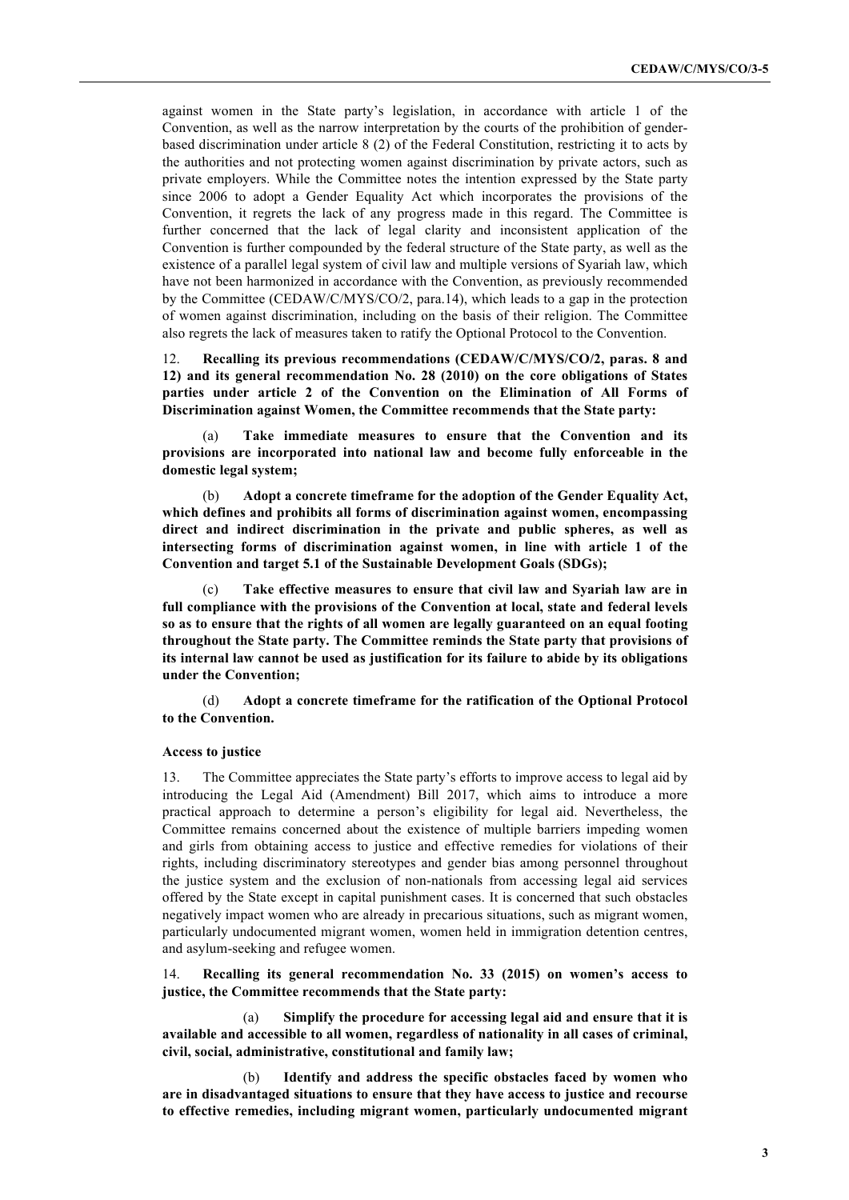against women in the State party's legislation, in accordance with article 1 of the Convention, as well as the narrow interpretation by the courts of the prohibition of gender-based discrimination under article 8 (2) of the Federal Constitution, restricting it to acts by the authorities and not protecting women against discrimination by private actors, such as private employers. While the Committee notes the intention expressed by the State party since 2006 to adopt a Gender Equality Act which incorporates the provisions of the Convention, it regrets the lack of any progress made in this regard. The Committee is further concerned that the lack of legal clarity and inconsistent application of the Convention is further compounded by the federal structure of the State party, as well as the existence of a parallel legal system of civil law and multiple versions of Syariah law, which have not been harmonized in accordance with the Convention, as previously recommended by the Committee (CEDAW/C/MYS/CO/2, para.14), which leads to a gap in the protection of women against discrimination, including on the basis of their religion. The Committee also regrets the lack of measures taken to ratify the Optional Protocol to the Convention.

12. **Recalling its previous recommendations (CEDAW/C/MYS/CO/2, paras. 8 and 12) and its general recommendation No. 28 (2010) on the core obligations of States parties under article 2 of the Convention on the Elimination of All Forms of Discrimination against Women, the Committee recommends that the State party:**

(a) **Take immediate measures to ensure that the Convention and its provisions are incorporated into national law and become fully enforceable in the domestic legal system;**

(b) **Adopt a concrete timeframe for the adoption of the Gender Equality Act, which defines and prohibits all forms of discrimination against women, encompassing direct and indirect discrimination in the private and public spheres, as well as intersecting forms of discrimination against women, in line with article 1 of the Convention and target 5.1 of the Sustainable Development Goals (SDGs);**

(c) **Take effective measures to ensure that civil law and Syariah law are in full compliance with the provisions of the Convention at local, state and federal levels so as to ensure that the rights of all women are legally guaranteed on an equal footing throughout the State party. The Committee reminds the State party that provisions of its internal law cannot be used as justification for its failure to abide by its obligations under the Convention;**

(d) **Adopt a concrete timeframe for the ratification of the Optional Protocol to the Convention.**

### Access to justice

13. The Committee appreciates the State party's efforts to improve access to legal aid by introducing the Legal Aid (Amendment) Bill 2017, which aims to introduce a more practical approach to determine a person's eligibility for legal aid. Nevertheless, the Committee remains concerned about the existence of multiple barriers impeding women and girls from obtaining access to justice and effective remedies for violations of their rights, including discriminatory stereotypes and gender bias among personnel throughout the justice system and the exclusion of non-nationals from accessing legal aid services offered by the State except in capital punishment cases. It is concerned that such obstacles negatively impact women who are already in precarious situations, such as migrant women, particularly undocumented migrant women, women held in immigration detention centres, and asylum-seeking and refugee women.

14. **Recalling its general recommendation No. 33 (2015) on women's access to justice, the Committee recommends that the State party:**

(a) **Simplify the procedure for accessing legal aid and ensure that it is available and accessible to all women, regardless of nationality in all cases of criminal, civil, social, administrative, constitutional and family law;**

(b) **Identify and address the specific obstacles faced by women who are in disadvantaged situations to ensure that they have access to justice and recourse to effective remedies, including migrant women, particularly undocumented migrant**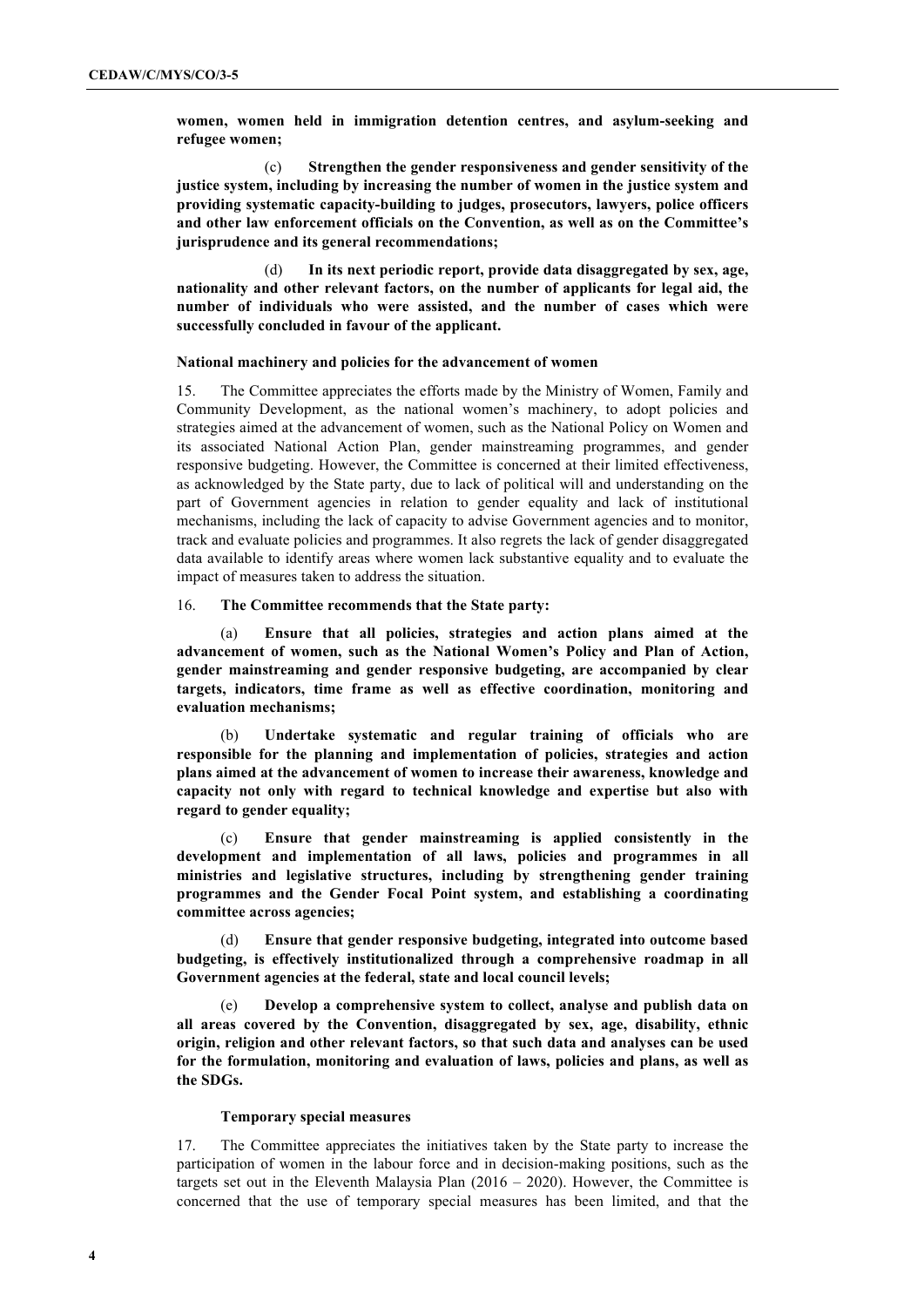**women, women held in immigration detention centres, and asylum-seeking and refugee women;**

(c) **Strengthen the gender responsiveness and gender sensitivity of the justice system, including by increasing the number of women in the justice system and providing systematic capacity-building to judges, prosecutors, lawyers, police officers and other law enforcement officials on the Convention, as well as on the Committee's jurisprudence and its general recommendations;**

(d) **In its next periodic report, provide data disaggregated by sex, age, nationality and other relevant factors, on the number of applicants for legal aid, the number of individuals who were assisted, and the number of cases which were successfully concluded in favour of the applicant.**

### National machinery and policies for the advancement of women

15. The Committee appreciates the efforts made by the Ministry of Women, Family and Community Development, as the national women's machinery, to adopt policies and strategies aimed at the advancement of women, such as the National Policy on Women and its associated National Action Plan, gender mainstreaming programmes, and gender responsive budgeting. However, the Committee is concerned at their limited effectiveness, as acknowledged by the State party, due to lack of political will and understanding on the part of Government agencies in relation to gender equality and lack of institutional mechanisms, including the lack of capacity to advise Government agencies and to monitor, track and evaluate policies and programmes. It also regrets the lack of gender disaggregated data available to identify areas where women lack substantive equality and to evaluate the impact of measures taken to address the situation.

16. **The Committee recommends that the State party:**

(a) **Ensure that all policies, strategies and action plans aimed at the advancement of women, such as the National Women's Policy and Plan of Action, gender mainstreaming and gender responsive budgeting, are accompanied by clear targets, indicators, time frame as well as effective coordination, monitoring and evaluation mechanisms;**

(b) **Undertake systematic and regular training of officials who are responsible for the planning and implementation of policies, strategies and action plans aimed at the advancement of women to increase their awareness, knowledge and capacity not only with regard to technical knowledge and expertise but also with regard to gender equality;**

(c) **Ensure that gender mainstreaming is applied consistently in the development and implementation of all laws, policies and programmes in all ministries and legislative structures, including by strengthening gender training programmes and the Gender Focal Point system, and establishing a coordinating committee across agencies;**

(d) **Ensure that gender responsive budgeting, integrated into outcome based budgeting, is effectively institutionalized through a comprehensive roadmap in all Government agencies at the federal, state and local council levels;**

(e) **Develop a comprehensive system to collect, analyse and publish data on all areas covered by the Convention, disaggregated by sex, age, disability, ethnic origin, religion and other relevant factors, so that such data and analyses can be used for the formulation, monitoring and evaluation of laws, policies and plans, as well as the SDGs.**

### Temporary special measures

17. The Committee appreciates the initiatives taken by the State party to increase the participation of women in the labour force and in decision-making positions, such as the targets set out in the Eleventh Malaysia Plan (2016 – 2020). However, the Committee is concerned that the use of temporary special measures has been limited, and that the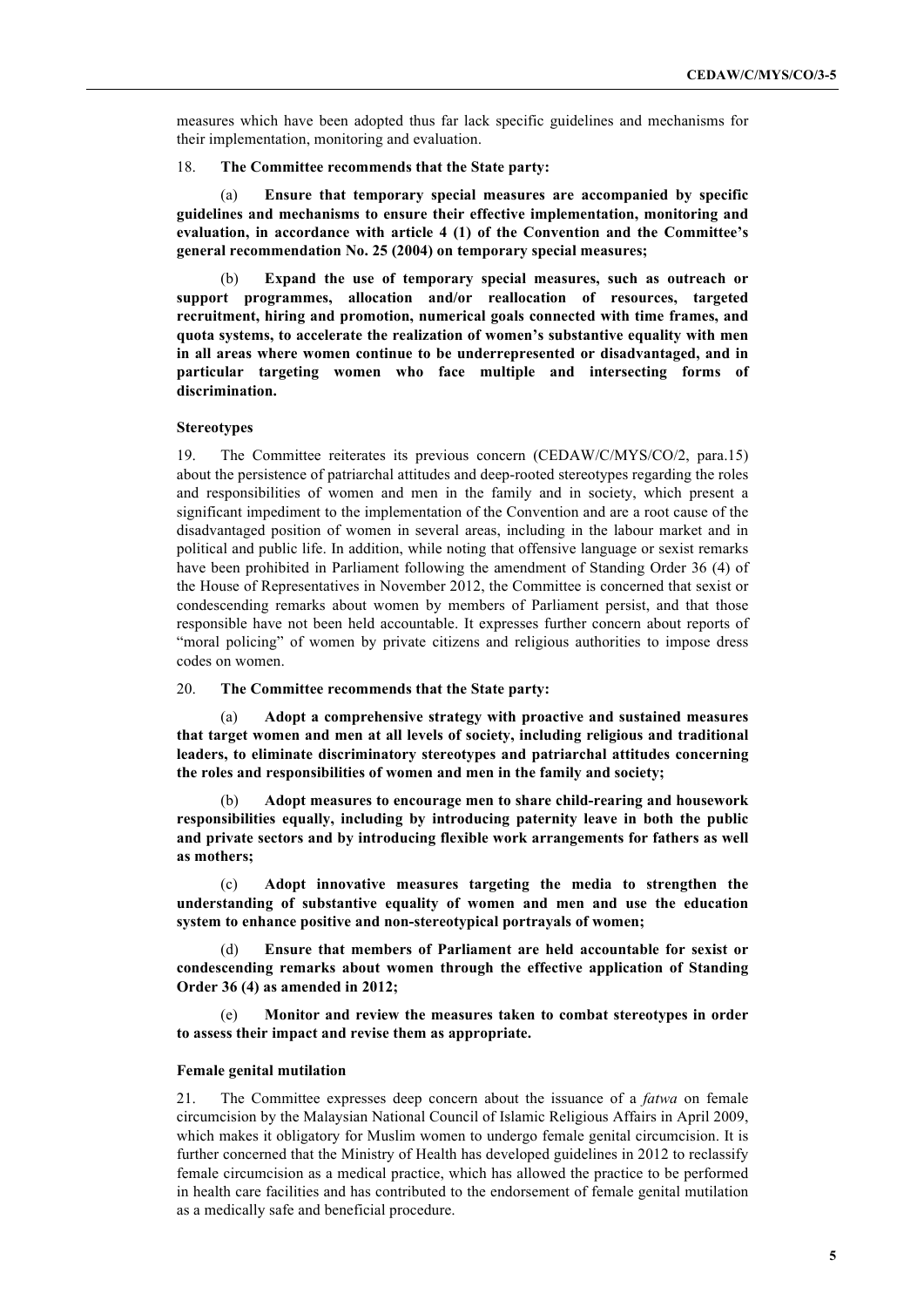measures which have been adopted thus far lack specific guidelines and mechanisms for their implementation, monitoring and evaluation.

18. **The Committee recommends that the State party:**

(a) **Ensure that temporary special measures are accompanied by specific guidelines and mechanisms to ensure their effective implementation, monitoring and evaluation, in accordance with article 4 (1) of the Convention and the Committee's general recommendation No. 25 (2004) on temporary special measures;**

(b) **Expand the use of temporary special measures, such as outreach or support programmes, allocation and/or reallocation of resources, targeted recruitment, hiring and promotion, numerical goals connected with time frames, and quota systems, to accelerate the realization of women's substantive equality with men in all areas where women continue to be underrepresented or disadvantaged, and in particular targeting women who face multiple and intersecting forms of discrimination.**

### Stereotypes

19. The Committee reiterates its previous concern (CEDAW/C/MYS/CO/2, para.15) about the persistence of patriarchal attitudes and deep-rooted stereotypes regarding the roles and responsibilities of women and men in the family and in society, which present a significant impediment to the implementation of the Convention and are a root cause of the disadvantaged position of women in several areas, including in the labour market and in political and public life. In addition, while noting that offensive language or sexist remarks have been prohibited in Parliament following the amendment of Standing Order 36 (4) of the House of Representatives in November 2012, the Committee is concerned that sexist or condescending remarks about women by members of Parliament persist, and that those responsible have not been held accountable. It expresses further concern about reports of "moral policing" of women by private citizens and religious authorities to impose dress codes on women.

20. **The Committee recommends that the State party:**

(a) **Adopt a comprehensive strategy with proactive and sustained measures that target women and men at all levels of society, including religious and traditional leaders, to eliminate discriminatory stereotypes and patriarchal attitudes concerning the roles and responsibilities of women and men in the family and society;**

(b) **Adopt measures to encourage men to share child-rearing and housework responsibilities equally, including by introducing paternity leave in both the public and private sectors and by introducing flexible work arrangements for fathers as well as mothers;**

(c) **Adopt innovative measures targeting the media to strengthen the understanding of substantive equality of women and men and use the education system to enhance positive and non-stereotypical portrayals of women;**

(d) **Ensure that members of Parliament are held accountable for sexist or condescending remarks about women through the effective application of Standing Order 36 (4) as amended in 2012;**

(e) **Monitor and review the measures taken to combat stereotypes in order to assess their impact and revise them as appropriate.**

### Female genital mutilation

21. The Committee expresses deep concern about the issuance of a *fatwa* on female circumcision by the Malaysian National Council of Islamic Religious Affairs in April 2009, which makes it obligatory for Muslim women to undergo female genital circumcision. It is further concerned that the Ministry of Health has developed guidelines in 2012 to reclassify female circumcision as a medical practice, which has allowed the practice to be performed in health care facilities and has contributed to the endorsement of female genital mutilation as a medically safe and beneficial procedure.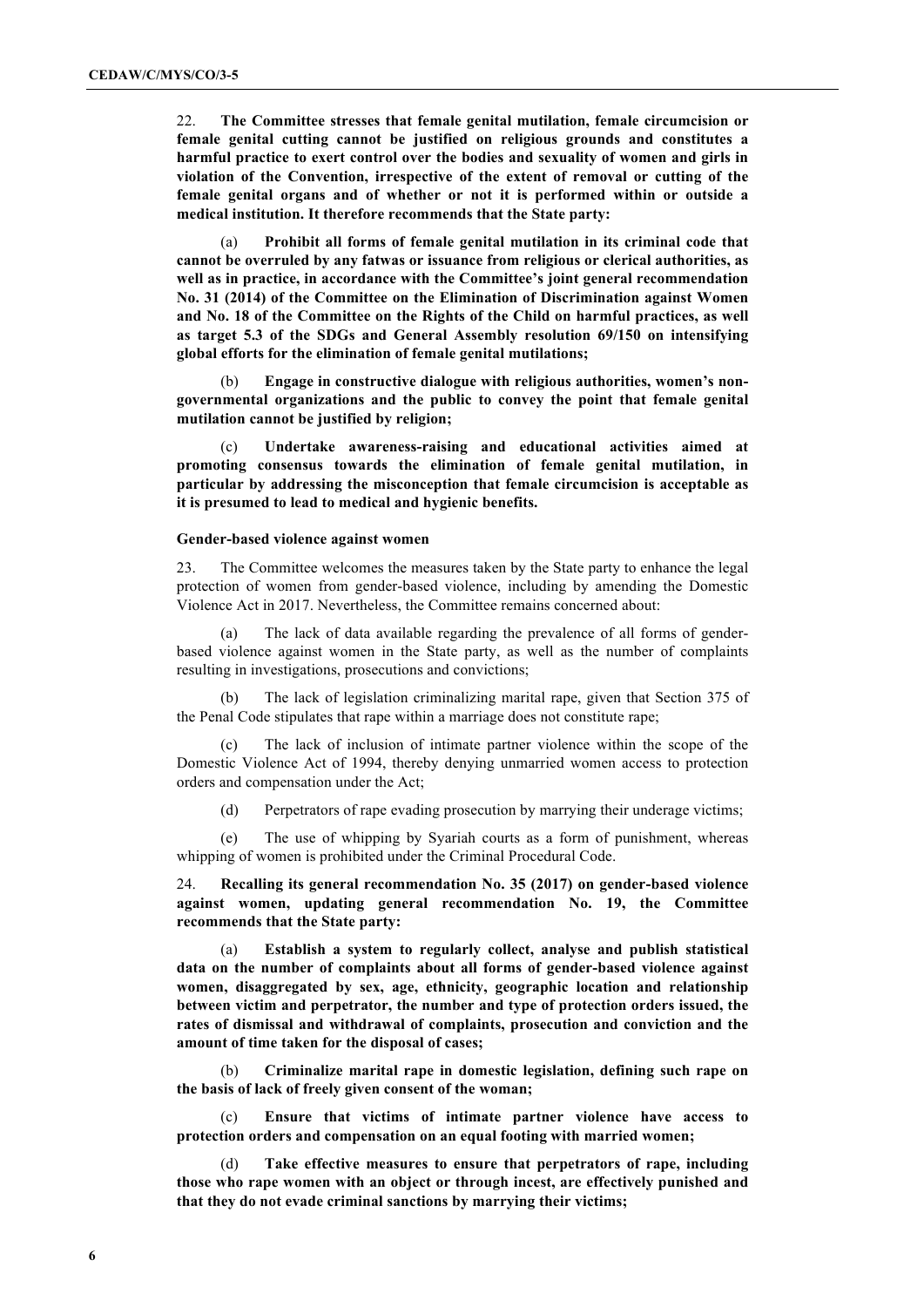22. **The Committee stresses that female genital mutilation, female circumcision or female genital cutting cannot be justified on religious grounds and constitutes a harmful practice to exert control over the bodies and sexuality of women and girls in violation of the Convention, irrespective of the extent of removal or cutting of the female genital organs and of whether or not it is performed within or outside a medical institution. It therefore recommends that the State party:**

(a) **Prohibit all forms of female genital mutilation in its criminal code that cannot be overruled by any fatwas or issuance from religious or clerical authorities, as well as in practice, in accordance with the Committee's joint general recommendation No. 31 (2014) of the Committee on the Elimination of Discrimination against Women and No. 18 of the Committee on the Rights of the Child on harmful practices, as well as target 5.3 of the SDGs and General Assembly resolution 69/150 on intensifying global efforts for the elimination of female genital mutilations;**

(b) **Engage in constructive dialogue with religious authorities, women's non-governmental organizations and the public to convey the point that female genital mutilation cannot be justified by religion;**

(c) **Undertake awareness-raising and educational activities aimed at promoting consensus towards the elimination of female genital mutilation, in particular by addressing the misconception that female circumcision is acceptable as it is presumed to lead to medical and hygienic benefits.**

#### Gender-based violence against women

23. The Committee welcomes the measures taken by the State party to enhance the legal protection of women from gender-based violence, including by amending the Domestic Violence Act in 2017. Nevertheless, the Committee remains concerned about:

(a) The lack of data available regarding the prevalence of all forms of gender-based violence against women in the State party, as well as the number of complaints resulting in investigations, prosecutions and convictions;

(b) The lack of legislation criminalizing marital rape, given that Section 375 of the Penal Code stipulates that rape within a marriage does not constitute rape;

(c) The lack of inclusion of intimate partner violence within the scope of the Domestic Violence Act of 1994, thereby denying unmarried women access to protection orders and compensation under the Act;

(d) Perpetrators of rape evading prosecution by marrying their underage victims;

(e) The use of whipping by Syariah courts as a form of punishment, whereas whipping of women is prohibited under the Criminal Procedural Code.

24. **Recalling its general recommendation No. 35 (2017) on gender-based violence against women, updating general recommendation No. 19, the Committee recommends that the State party:**

(a) **Establish a system to regularly collect, analyse and publish statistical data on the number of complaints about all forms of gender-based violence against women, disaggregated by sex, age, ethnicity, geographic location and relationship between victim and perpetrator, the number and type of protection orders issued, the rates of dismissal and withdrawal of complaints, prosecution and conviction and the amount of time taken for the disposal of cases;**

(b) **Criminalize marital rape in domestic legislation, defining such rape on the basis of lack of freely given consent of the woman;**

(c) **Ensure that victims of intimate partner violence have access to protection orders and compensation on an equal footing with married women;**

(d) **Take effective measures to ensure that perpetrators of rape, including those who rape women with an object or through incest, are effectively punished and that they do not evade criminal sanctions by marrying their victims;**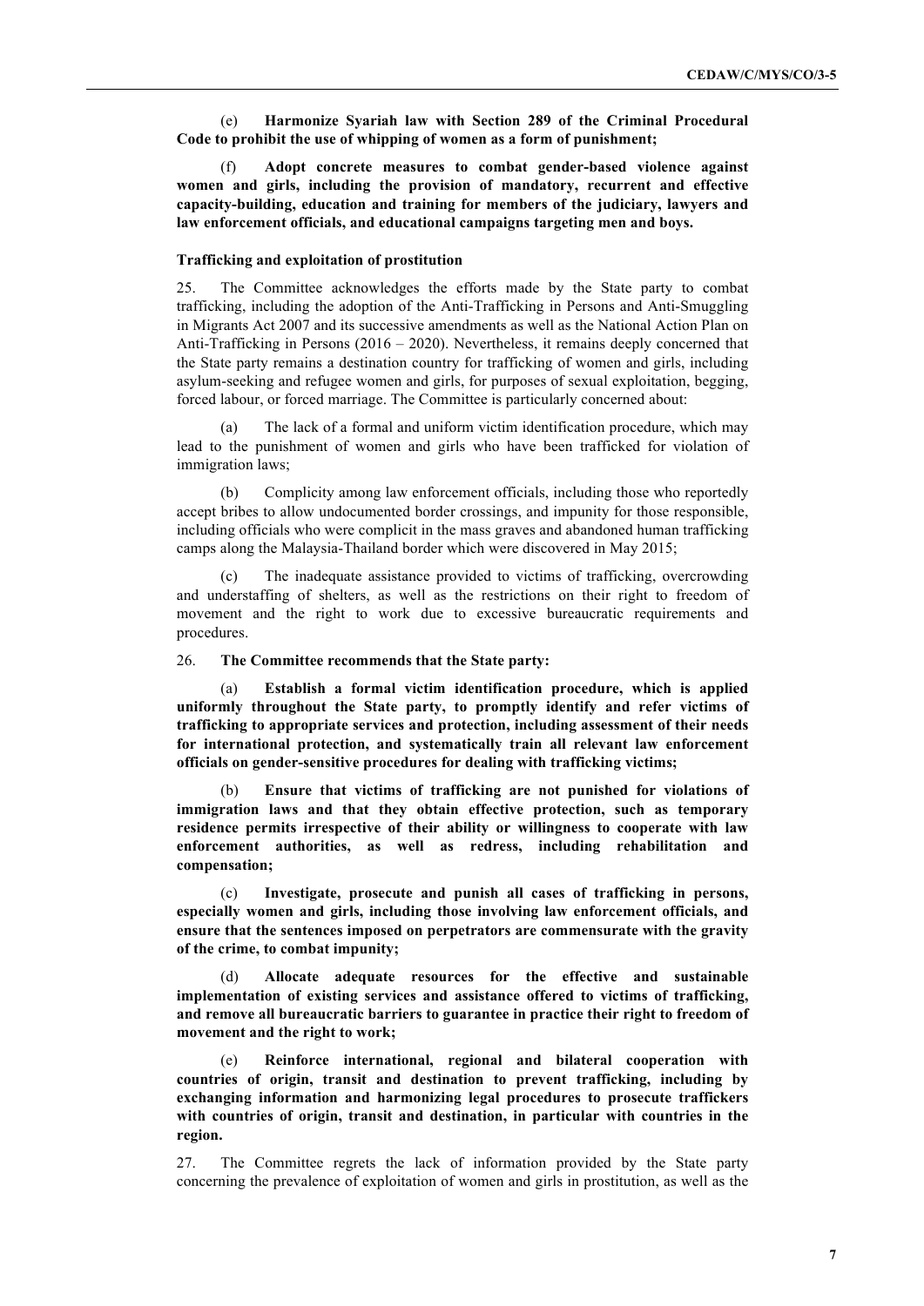(e) **Harmonize Syariah law with Section 289 of the Criminal Procedural Code to prohibit the use of whipping of women as a form of punishment;**

(f) **Adopt concrete measures to combat gender-based violence against women and girls, including the provision of mandatory, recurrent and effective capacity-building, education and training for members of the judiciary, lawyers and law enforcement officials, and educational campaigns targeting men and boys.**

**Trafficking and exploitation of prostitution**

25. The Committee acknowledges the efforts made by the State party to combat trafficking, including the adoption of the Anti-Trafficking in Persons and Anti-Smuggling in Migrants Act 2007 and its successive amendments as well as the National Action Plan on Anti-Trafficking in Persons (2016 – 2020). Nevertheless, it remains deeply concerned that the State party remains a destination country for trafficking of women and girls, including asylum-seeking and refugee women and girls, for purposes of sexual exploitation, begging, forced labour, or forced marriage. The Committee is particularly concerned about:

(a) The lack of a formal and uniform victim identification procedure, which may lead to the punishment of women and girls who have been trafficked for violation of immigration laws;

(b) Complicity among law enforcement officials, including those who reportedly accept bribes to allow undocumented border crossings, and impunity for those responsible, including officials who were complicit in the mass graves and abandoned human trafficking camps along the Malaysia-Thailand border which were discovered in May 2015;

(c) The inadequate assistance provided to victims of trafficking, overcrowding and understaffing of shelters, as well as the restrictions on their right to freedom of movement and the right to work due to excessive bureaucratic requirements and procedures.

26. **The Committee recommends that the State party:**

(a) **Establish a formal victim identification procedure, which is applied uniformly throughout the State party, to promptly identify and refer victims of trafficking to appropriate services and protection, including assessment of their needs for international protection, and systematically train all relevant law enforcement officials on gender-sensitive procedures for dealing with trafficking victims;**

(b) **Ensure that victims of trafficking are not punished for violations of immigration laws and that they obtain effective protection, such as temporary residence permits irrespective of their ability or willingness to cooperate with law enforcement authorities, as well as redress, including rehabilitation and compensation;**

(c) **Investigate, prosecute and punish all cases of trafficking in persons, especially women and girls, including those involving law enforcement officials, and ensure that the sentences imposed on perpetrators are commensurate with the gravity of the crime, to combat impunity;**

(d) **Allocate adequate resources for the effective and sustainable implementation of existing services and assistance offered to victims of trafficking, and remove all bureaucratic barriers to guarantee in practice their right to freedom of movement and the right to work;**

(e) **Reinforce international, regional and bilateral cooperation with countries of origin, transit and destination to prevent trafficking, including by exchanging information and harmonizing legal procedures to prosecute traffickers with countries of origin, transit and destination, in particular with countries in the region.**

27. The Committee regrets the lack of information provided by the State party concerning the prevalence of exploitation of women and girls in prostitution, as well as the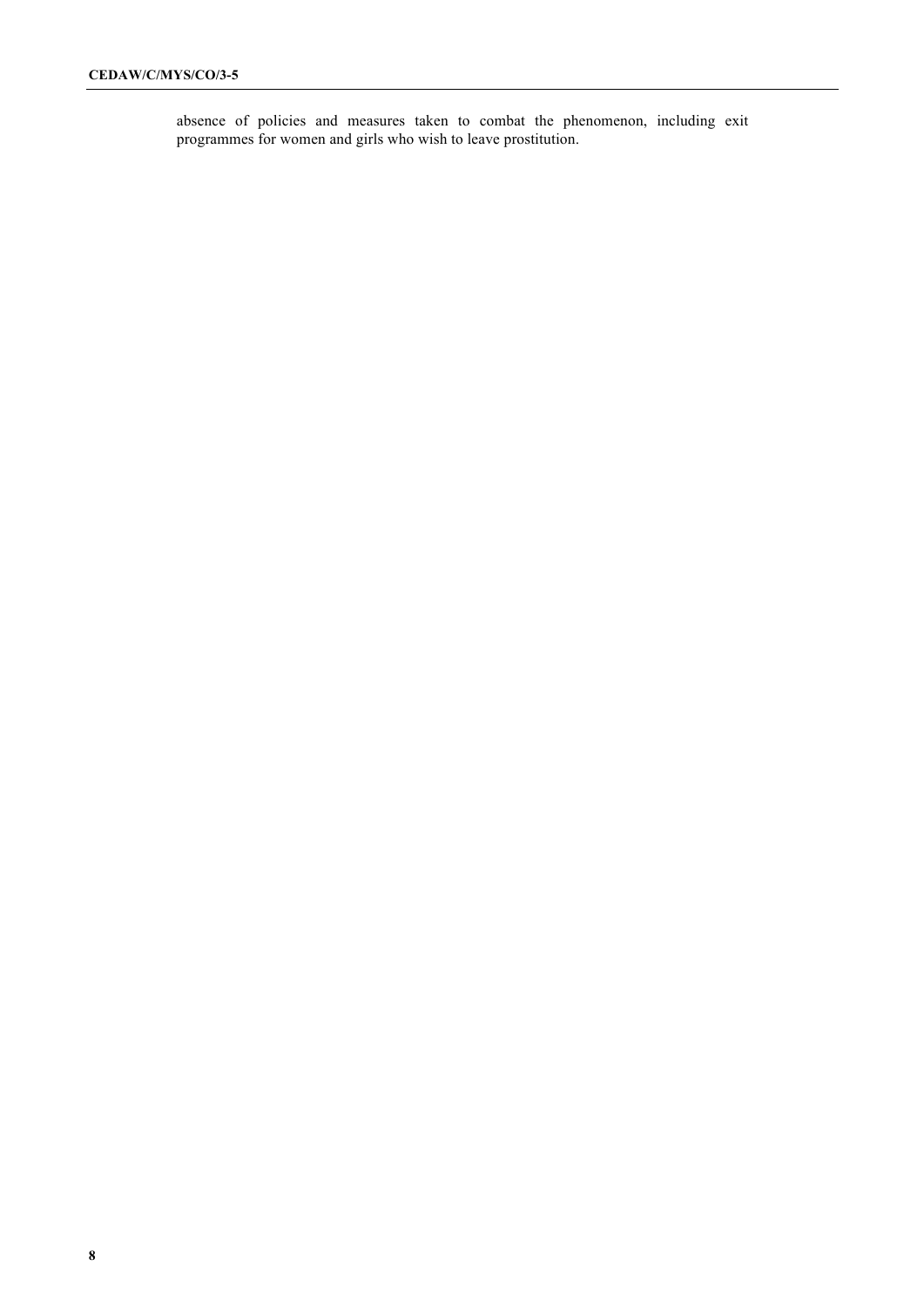absence of policies and measures taken to combat the phenomenon, including exit programmes for women and girls who wish to leave prostitution.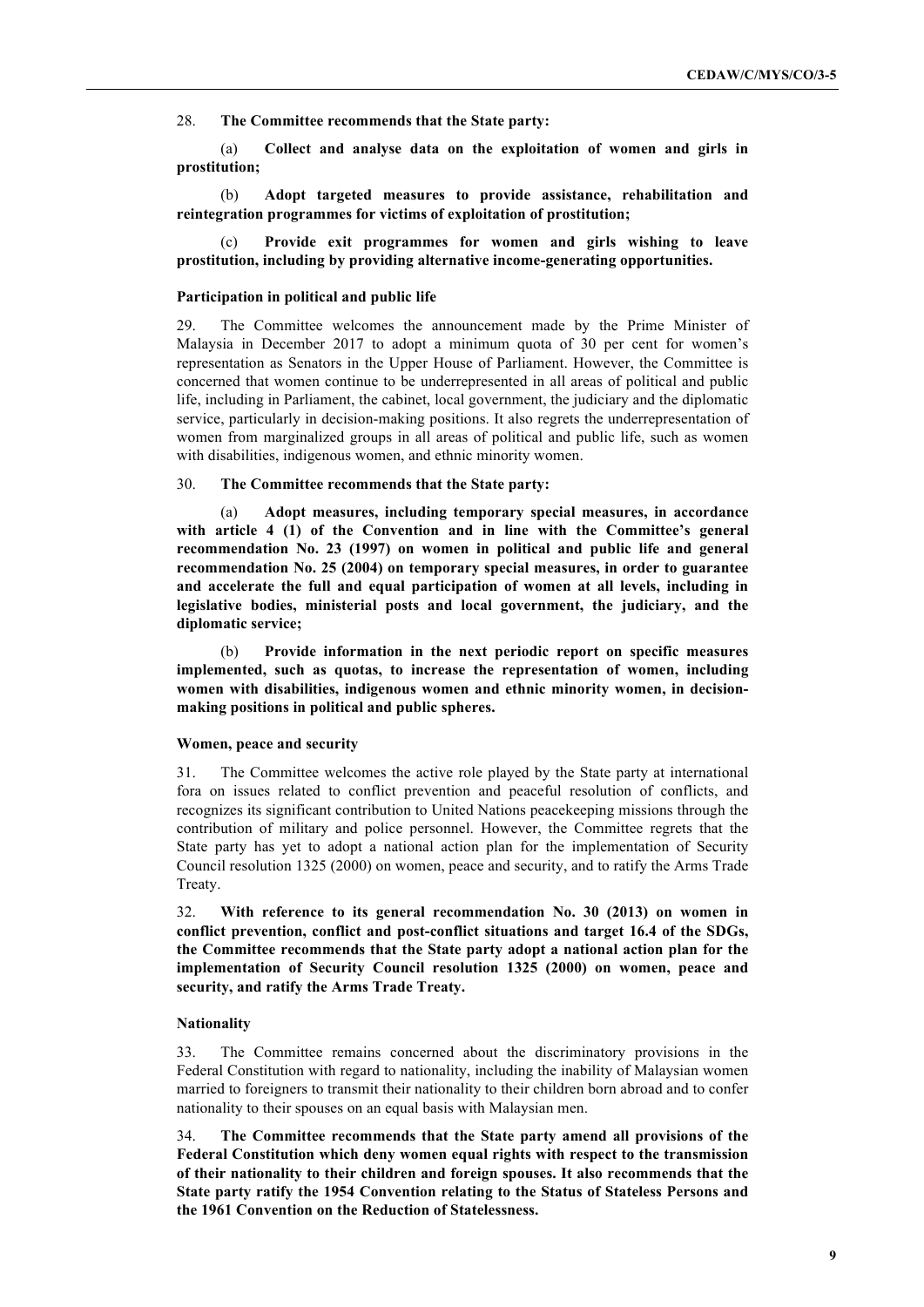28. **The Committee recommends that the State party:**

(a) **Collect and analyse data on the exploitation of women and girls in prostitution;**

(b) **Adopt targeted measures to provide assistance, rehabilitation and reintegration programmes for victims of exploitation of prostitution;**

(c) **Provide exit programmes for women and girls wishing to leave prostitution, including by providing alternative income-generating opportunities.**

#### Participation in political and public life

29. The Committee welcomes the announcement made by the Prime Minister of Malaysia in December 2017 to adopt a minimum quota of 30 per cent for women's representation as Senators in the Upper House of Parliament. However, the Committee is concerned that women continue to be underrepresented in all areas of political and public life, including in Parliament, the cabinet, local government, the judiciary and the diplomatic service, particularly in decision-making positions. It also regrets the underrepresentation of women from marginalized groups in all areas of political and public life, such as women with disabilities, indigenous women, and ethnic minority women.

30. **The Committee recommends that the State party:**

(a) **Adopt measures, including temporary special measures, in accordance with article 4 (1) of the Convention and in line with the Committee's general recommendation No. 23 (1997) on women in political and public life and general recommendation No. 25 (2004) on temporary special measures, in order to guarantee and accelerate the full and equal participation of women at all levels, including in legislative bodies, ministerial posts and local government, the judiciary, and the diplomatic service;**

(b) **Provide information in the next periodic report on specific measures implemented, such as quotas, to increase the representation of women, including women with disabilities, indigenous women and ethnic minority women, in decision-making positions in political and public spheres.**

#### Women, peace and security

31. The Committee welcomes the active role played by the State party at international fora on issues related to conflict prevention and peaceful resolution of conflicts, and recognizes its significant contribution to United Nations peacekeeping missions through the contribution of military and police personnel. However, the Committee regrets that the State party has yet to adopt a national action plan for the implementation of Security Council resolution 1325 (2000) on women, peace and security, and to ratify the Arms Trade Treaty.

32. **With reference to its general recommendation No. 30 (2013) on women in conflict prevention, conflict and post-conflict situations and target 16.4 of the SDGs, the Committee recommends that the State party adopt a national action plan for the implementation of Security Council resolution 1325 (2000) on women, peace and security, and ratify the Arms Trade Treaty.**

#### Nationality

33. The Committee remains concerned about the discriminatory provisions in the Federal Constitution with regard to nationality, including the inability of Malaysian women married to foreigners to transmit their nationality to their children born abroad and to confer nationality to their spouses on an equal basis with Malaysian men.

34. **The Committee recommends that the State party amend all provisions of the Federal Constitution which deny women equal rights with respect to the transmission of their nationality to their children and foreign spouses. It also recommends that the State party ratify the 1954 Convention relating to the Status of Stateless Persons and the 1961 Convention on the Reduction of Statelessness.**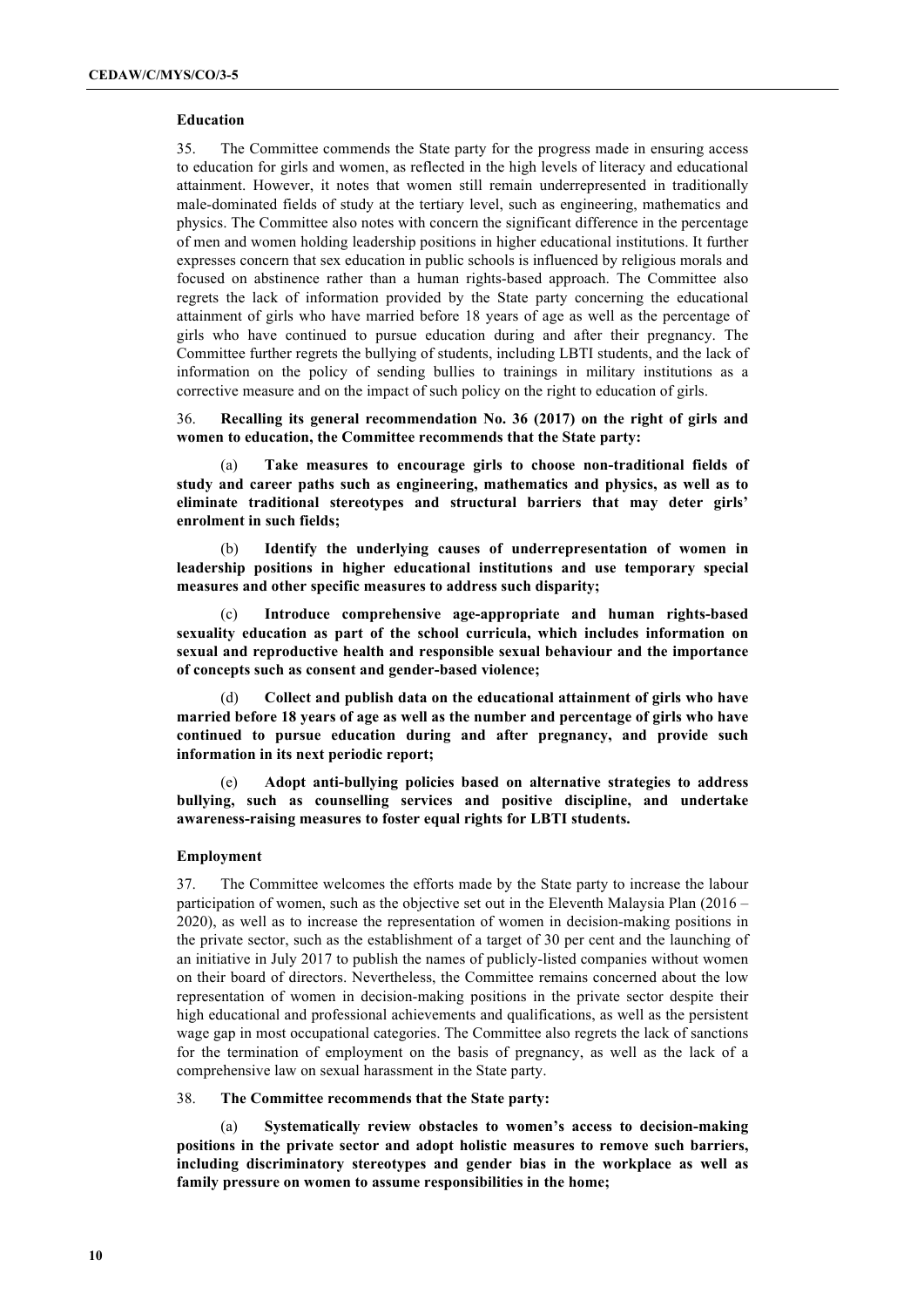**Education**

35. The Committee commends the State party for the progress made in ensuring access to education for girls and women, as reflected in the high levels of literacy and educational attainment. However, it notes that women still remain underrepresented in traditionally male-dominated fields of study at the tertiary level, such as engineering, mathematics and physics. The Committee also notes with concern the significant difference in the percentage of men and women holding leadership positions in higher educational institutions. It further expresses concern that sex education in public schools is influenced by religious morals and focused on abstinence rather than a human rights-based approach. The Committee also regrets the lack of information provided by the State party concerning the educational attainment of girls who have married before 18 years of age as well as the percentage of girls who have continued to pursue education during and after their pregnancy. The Committee further regrets the bullying of students, including LBTI students, and the lack of information on the policy of sending bullies to trainings in military institutions as a corrective measure and on the impact of such policy on the right to education of girls.

36. **Recalling its general recommendation No. 36 (2017) on the right of girls and women to education, the Committee recommends that the State party:**

(a) **Take measures to encourage girls to choose non-traditional fields of study and career paths such as engineering, mathematics and physics, as well as to eliminate traditional stereotypes and structural barriers that may deter girls' enrolment in such fields;**

(b) **Identify the underlying causes of underrepresentation of women in leadership positions in higher educational institutions and use temporary special measures and other specific measures to address such disparity;**

(c) **Introduce comprehensive age-appropriate and human rights-based sexuality education as part of the school curricula, which includes information on sexual and reproductive health and responsible sexual behaviour and the importance of concepts such as consent and gender-based violence;**

(d) **Collect and publish data on the educational attainment of girls who have married before 18 years of age as well as the number and percentage of girls who have continued to pursue education during and after pregnancy, and provide such information in its next periodic report;**

(e) **Adopt anti-bullying policies based on alternative strategies to address bullying, such as counselling services and positive discipline, and undertake awareness-raising measures to foster equal rights for LBTI students.**

**Employment**

37. The Committee welcomes the efforts made by the State party to increase the labour participation of women, such as the objective set out in the Eleventh Malaysia Plan (2016 – 2020), as well as to increase the representation of women in decision-making positions in the private sector, such as the establishment of a target of 30 per cent and the launching of an initiative in July 2017 to publish the names of publicly-listed companies without women on their board of directors. Nevertheless, the Committee remains concerned about the low representation of women in decision-making positions in the private sector despite their high educational and professional achievements and qualifications, as well as the persistent wage gap in most occupational categories. The Committee also regrets the lack of sanctions for the termination of employment on the basis of pregnancy, as well as the lack of a comprehensive law on sexual harassment in the State party.

38. **The Committee recommends that the State party:**

(a) **Systematically review obstacles to women's access to decision-making positions in the private sector and adopt holistic measures to remove such barriers, including discriminatory stereotypes and gender bias in the workplace as well as family pressure on women to assume responsibilities in the home;**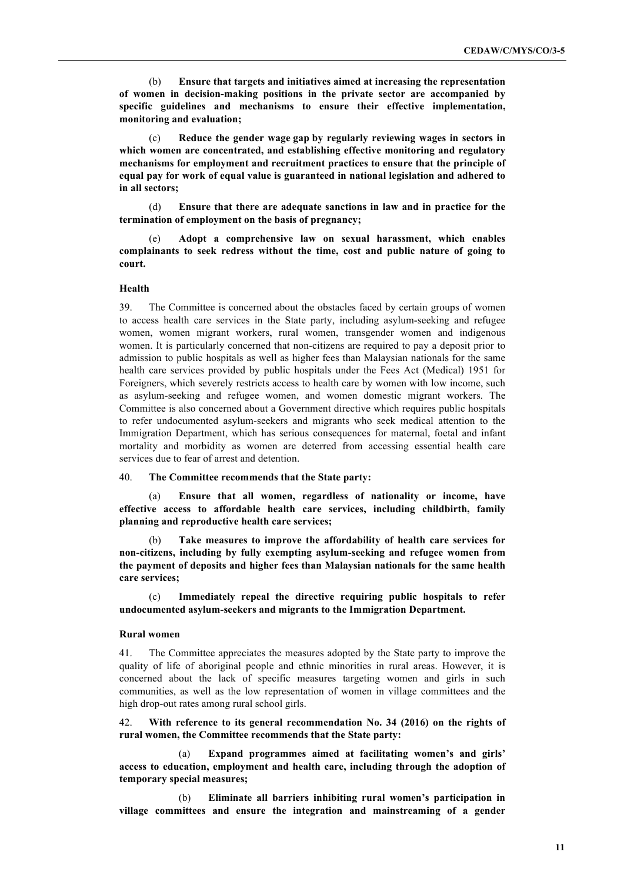(b) **Ensure that targets and initiatives aimed at increasing the representation of women in decision-making positions in the private sector are accompanied by specific guidelines and mechanisms to ensure their effective implementation, monitoring and evaluation;**

(c) **Reduce the gender wage gap by regularly reviewing wages in sectors in which women are concentrated, and establishing effective monitoring and regulatory mechanisms for employment and recruitment practices to ensure that the principle of equal pay for work of equal value is guaranteed in national legislation and adhered to in all sectors;**

(d) **Ensure that there are adequate sanctions in law and in practice for the termination of employment on the basis of pregnancy;**

(e) **Adopt a comprehensive law on sexual harassment, which enables complainants to seek redress without the time, cost and public nature of going to court.**

### Health

39. The Committee is concerned about the obstacles faced by certain groups of women to access health care services in the State party, including asylum-seeking and refugee women, women migrant workers, rural women, transgender women and indigenous women. It is particularly concerned that non-citizens are required to pay a deposit prior to admission to public hospitals as well as higher fees than Malaysian nationals for the same health care services provided by public hospitals under the Fees Act (Medical) 1951 for Foreigners, which severely restricts access to health care by women with low income, such as asylum-seeking and refugee women, and women domestic migrant workers. The Committee is also concerned about a Government directive which requires public hospitals to refer undocumented asylum-seekers and migrants who seek medical attention to the Immigration Department, which has serious consequences for maternal, foetal and infant mortality and morbidity as women are deterred from accessing essential health care services due to fear of arrest and detention.

40. **The Committee recommends that the State party:**

(a) **Ensure that all women, regardless of nationality or income, have effective access to affordable health care services, including childbirth, family planning and reproductive health care services;**

(b) **Take measures to improve the affordability of health care services for non-citizens, including by fully exempting asylum-seeking and refugee women from the payment of deposits and higher fees than Malaysian nationals for the same health care services;**

(c) **Immediately repeal the directive requiring public hospitals to refer undocumented asylum-seekers and migrants to the Immigration Department.**

### Rural women

41. The Committee appreciates the measures adopted by the State party to improve the quality of life of aboriginal people and ethnic minorities in rural areas. However, it is concerned about the lack of specific measures targeting women and girls in such communities, as well as the low representation of women in village committees and the high drop-out rates among rural school girls.

42. **With reference to its general recommendation No. 34 (2016) on the rights of rural women, the Committee recommends that the State party:**

(a) **Expand programmes aimed at facilitating women's and girls' access to education, employment and health care, including through the adoption of temporary special measures;**

(b) **Eliminate all barriers inhibiting rural women's participation in village committees and ensure the integration and mainstreaming of a gender**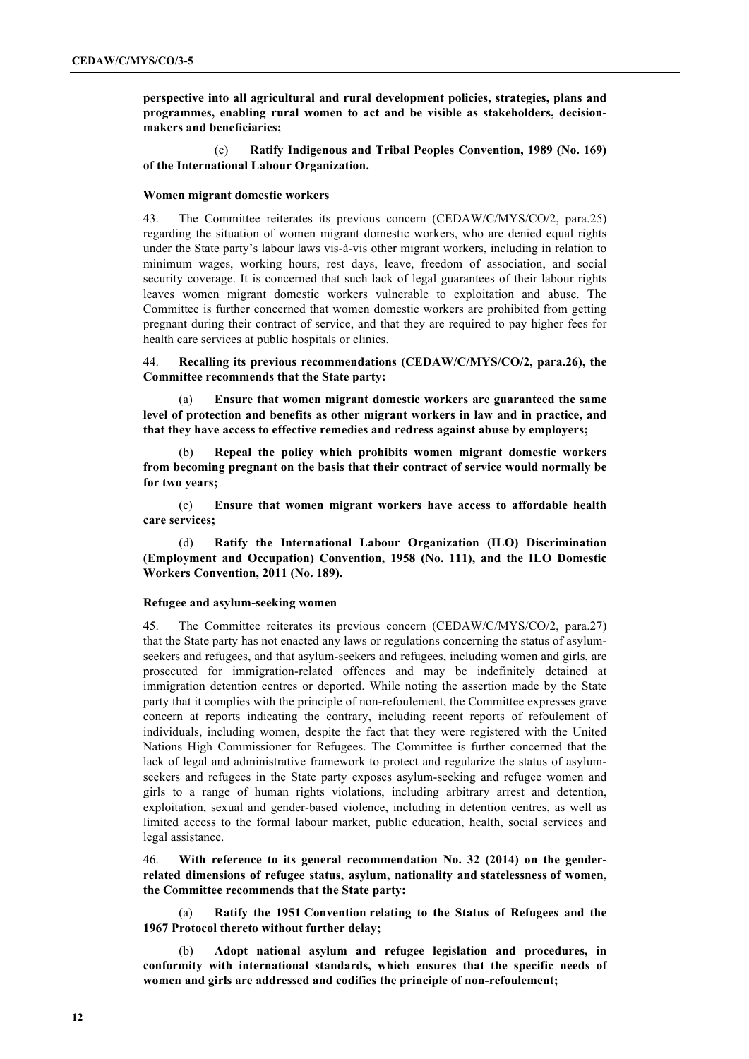**perspective into all agricultural and rural development policies, strategies, plans and programmes, enabling rural women to act and be visible as stakeholders, decision-makers and beneficiaries;**

(c) **Ratify Indigenous and Tribal Peoples Convention, 1989 (No. 169) of the International Labour Organization.**

### Women migrant domestic workers

43. The Committee reiterates its previous concern (CEDAW/C/MYS/CO/2, para.25) regarding the situation of women migrant domestic workers, who are denied equal rights under the State party's labour laws vis-à-vis other migrant workers, including in relation to minimum wages, working hours, rest days, leave, freedom of association, and social security coverage. It is concerned that such lack of legal guarantees of their labour rights leaves women migrant domestic workers vulnerable to exploitation and abuse. The Committee is further concerned that women domestic workers are prohibited from getting pregnant during their contract of service, and that they are required to pay higher fees for health care services at public hospitals or clinics.

44. **Recalling its previous recommendations (CEDAW/C/MYS/CO/2, para.26), the Committee recommends that the State party:**

(a) **Ensure that women migrant domestic workers are guaranteed the same level of protection and benefits as other migrant workers in law and in practice, and that they have access to effective remedies and redress against abuse by employers;**

(b) **Repeal the policy which prohibits women migrant domestic workers from becoming pregnant on the basis that their contract of service would normally be for two years;**

(c) **Ensure that women migrant workers have access to affordable health care services;**

(d) **Ratify the International Labour Organization (ILO) Discrimination (Employment and Occupation) Convention, 1958 (No. 111), and the ILO Domestic Workers Convention, 2011 (No. 189).**

### Refugee and asylum-seeking women

45. The Committee reiterates its previous concern (CEDAW/C/MYS/CO/2, para.27) that the State party has not enacted any laws or regulations concerning the status of asylum-seekers and refugees, and that asylum-seekers and refugees, including women and girls, are prosecuted for immigration-related offences and may be indefinitely detained at immigration detention centres or deported. While noting the assertion made by the State party that it complies with the principle of non-refoulement, the Committee expresses grave concern at reports indicating the contrary, including recent reports of refoulement of individuals, including women, despite the fact that they were registered with the United Nations High Commissioner for Refugees. The Committee is further concerned that the lack of legal and administrative framework to protect and regularize the status of asylum-seekers and refugees in the State party exposes asylum-seeking and refugee women and girls to a range of human rights violations, including arbitrary arrest and detention, exploitation, sexual and gender-based violence, including in detention centres, as well as limited access to the formal labour market, public education, health, social services and legal assistance.

46. **With reference to its general recommendation No. 32 (2014) on the gender-related dimensions of refugee status, asylum, nationality and statelessness of women, the Committee recommends that the State party:**

(a) **Ratify the 1951 Convention relating to the Status of Refugees and the 1967 Protocol thereto without further delay;**

(b) **Adopt national asylum and refugee legislation and procedures, in conformity with international standards, which ensures that the specific needs of women and girls are addressed and codifies the principle of non-refoulement;**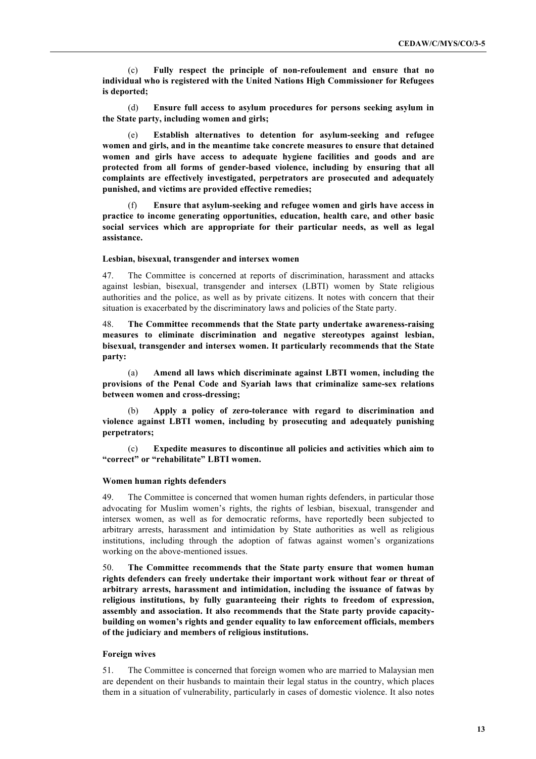(c) **Fully respect the principle of non-refoulement and ensure that no individual who is registered with the United Nations High Commissioner for Refugees is deported;**

(d) **Ensure full access to asylum procedures for persons seeking asylum in the State party, including women and girls;**

(e) **Establish alternatives to detention for asylum-seeking and refugee women and girls, and in the meantime take concrete measures to ensure that detained women and girls have access to adequate hygiene facilities and goods and are protected from all forms of gender-based violence, including by ensuring that all complaints are effectively investigated, perpetrators are prosecuted and adequately punished, and victims are provided effective remedies;**

(f) **Ensure that asylum-seeking and refugee women and girls have access in practice to income generating opportunities, education, health care, and other basic social services which are appropriate for their particular needs, as well as legal assistance.**

#### Lesbian, bisexual, transgender and intersex women

47. The Committee is concerned at reports of discrimination, harassment and attacks against lesbian, bisexual, transgender and intersex (LBTI) women by State religious authorities and the police, as well as by private citizens. It notes with concern that their situation is exacerbated by the discriminatory laws and policies of the State party.

48. **The Committee recommends that the State party undertake awareness-raising measures to eliminate discrimination and negative stereotypes against lesbian, bisexual, transgender and intersex women. It particularly recommends that the State party:**

(a) **Amend all laws which discriminate against LBTI women, including the provisions of the Penal Code and Syariah laws that criminalize same-sex relations between women and cross-dressing;**

(b) **Apply a policy of zero-tolerance with regard to discrimination and violence against LBTI women, including by prosecuting and adequately punishing perpetrators;**

(c) **Expedite measures to discontinue all policies and activities which aim to "correct" or "rehabilitate" LBTI women.**

#### Women human rights defenders

49. The Committee is concerned that women human rights defenders, in particular those advocating for Muslim women's rights, the rights of lesbian, bisexual, transgender and intersex women, as well as for democratic reforms, have reportedly been subjected to arbitrary arrests, harassment and intimidation by State authorities as well as religious institutions, including through the adoption of fatwas against women's organizations working on the above-mentioned issues.

50. **The Committee recommends that the State party ensure that women human rights defenders can freely undertake their important work without fear or threat of arbitrary arrests, harassment and intimidation, including the issuance of fatwas by religious institutions, by fully guaranteeing their rights to freedom of expression, assembly and association. It also recommends that the State party provide capacity-building on women's rights and gender equality to law enforcement officials, members of the judiciary and members of religious institutions.**

#### Foreign wives

51. The Committee is concerned that foreign women who are married to Malaysian men are dependent on their husbands to maintain their legal status in the country, which places them in a situation of vulnerability, particularly in cases of domestic violence. It also notes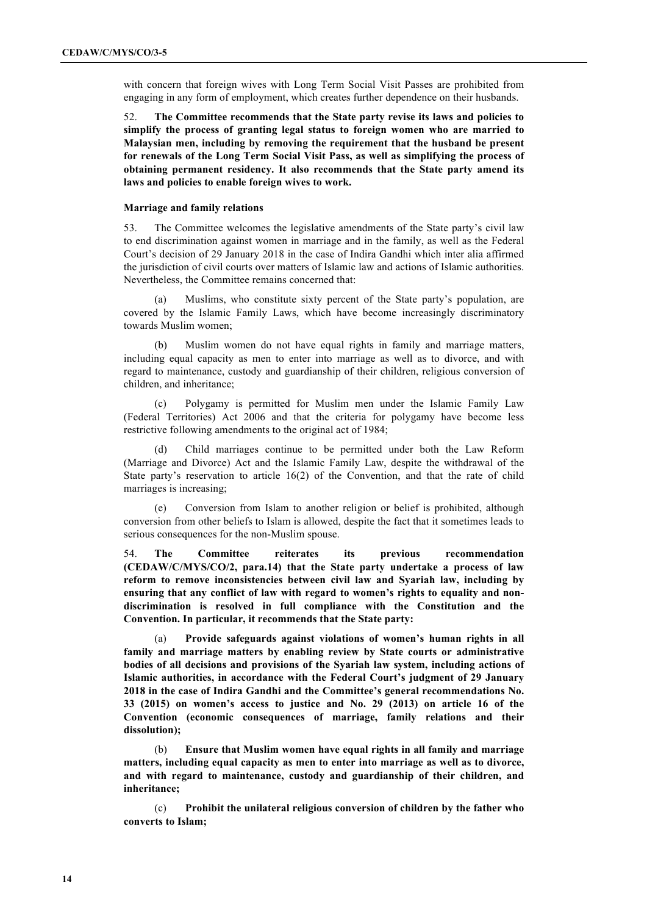with concern that foreign wives with Long Term Social Visit Passes are prohibited from engaging in any form of employment, which creates further dependence on their husbands.

52. **The Committee recommends that the State party revise its laws and policies to simplify the process of granting legal status to foreign women who are married to Malaysian men, including by removing the requirement that the husband be present for renewals of the Long Term Social Visit Pass, as well as simplifying the process of obtaining permanent residency. It also recommends that the State party amend its laws and policies to enable foreign wives to work.**

### Marriage and family relations

53. The Committee welcomes the legislative amendments of the State party's civil law to end discrimination against women in marriage and in the family, as well as the Federal Court's decision of 29 January 2018 in the case of Indira Gandhi which inter alia affirmed the jurisdiction of civil courts over matters of Islamic law and actions of Islamic authorities. Nevertheless, the Committee remains concerned that:

(a) Muslims, who constitute sixty percent of the State party's population, are covered by the Islamic Family Laws, which have become increasingly discriminatory towards Muslim women;

(b) Muslim women do not have equal rights in family and marriage matters, including equal capacity as men to enter into marriage as well as to divorce, and with regard to maintenance, custody and guardianship of their children, religious conversion of children, and inheritance;

(c) Polygamy is permitted for Muslim men under the Islamic Family Law (Federal Territories) Act 2006 and that the criteria for polygamy have become less restrictive following amendments to the original act of 1984;

(d) Child marriages continue to be permitted under both the Law Reform (Marriage and Divorce) Act and the Islamic Family Law, despite the withdrawal of the State party's reservation to article 16(2) of the Convention, and that the rate of child marriages is increasing;

(e) Conversion from Islam to another religion or belief is prohibited, although conversion from other beliefs to Islam is allowed, despite the fact that it sometimes leads to serious consequences for the non-Muslim spouse.

54. **The Committee reiterates its previous recommendation (CEDAW/C/MYS/CO/2, para.14) that the State party undertake a process of law reform to remove inconsistencies between civil law and Syariah law, including by ensuring that any conflict of law with regard to women's rights to equality and non-discrimination is resolved in full compliance with the Constitution and the Convention. In particular, it recommends that the State party:**

(a) **Provide safeguards against violations of women's human rights in all family and marriage matters by enabling review by State courts or administrative bodies of all decisions and provisions of the Syariah law system, including actions of Islamic authorities, in accordance with the Federal Court's judgment of 29 January 2018 in the case of Indira Gandhi and the Committee's general recommendations No. 33 (2015) on women's access to justice and No. 29 (2013) on article 16 of the Convention (economic consequences of marriage, family relations and their dissolution);**

(b) **Ensure that Muslim women have equal rights in all family and marriage matters, including equal capacity as men to enter into marriage as well as to divorce, and with regard to maintenance, custody and guardianship of their children, and inheritance;**

(c) **Prohibit the unilateral religious conversion of children by the father who converts to Islam;**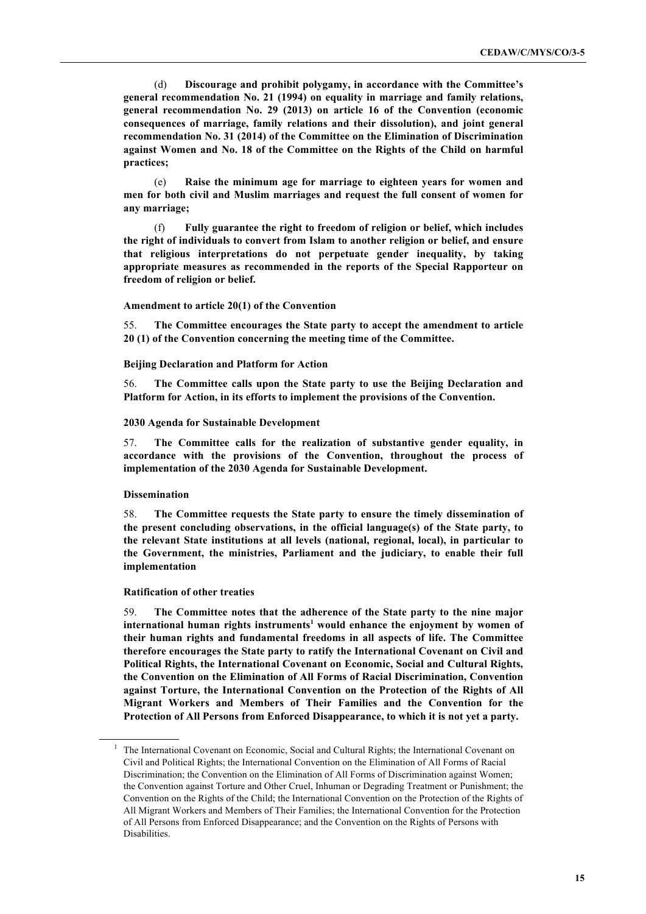(d) **Discourage and prohibit polygamy, in accordance with the Committee's general recommendation No. 21 (1994) on equality in marriage and family relations, general recommendation No. 29 (2013) on article 16 of the Convention (economic consequences of marriage, family relations and their dissolution), and joint general recommendation No. 31 (2014) of the Committee on the Elimination of Discrimination against Women and No. 18 of the Committee on the Rights of the Child on harmful practices;**

(e) **Raise the minimum age for marriage to eighteen years for women and men for both civil and Muslim marriages and request the full consent of women for any marriage;**

(f) **Fully guarantee the right to freedom of religion or belief, which includes the right of individuals to convert from Islam to another religion or belief, and ensure that religious interpretations do not perpetuate gender inequality, by taking appropriate measures as recommended in the reports of the Special Rapporteur on freedom of religion or belief.**

### Amendment to article 20(1) of the Convention

55. **The Committee encourages the State party to accept the amendment to article 20 (1) of the Convention concerning the meeting time of the Committee.**

### Beijing Declaration and Platform for Action

56. **The Committee calls upon the State party to use the Beijing Declaration and Platform for Action, in its efforts to implement the provisions of the Convention.**

### 2030 Agenda for Sustainable Development

57. **The Committee calls for the realization of substantive gender equality, in accordance with the provisions of the Convention, throughout the process of implementation of the 2030 Agenda for Sustainable Development.**

### Dissemination

58. **The Committee requests the State party to ensure the timely dissemination of the present concluding observations, in the official language(s) of the State party, to the relevant State institutions at all levels (national, regional, local), in particular to the Government, the ministries, Parliament and the judiciary, to enable their full implementation**

### Ratification of other treaties

59. **The Committee notes that the adherence of the State party to the nine major international human rights instruments[1] would enhance the enjoyment by women of their human rights and fundamental freedoms in all aspects of life. The Committee therefore encourages the State party to ratify the International Covenant on Civil and Political Rights, the International Covenant on Economic, Social and Cultural Rights, the Convention on the Elimination of All Forms of Racial Discrimination, Convention against Torture, the International Convention on the Protection of the Rights of All Migrant Workers and Members of Their Families and the Convention for the Protection of All Persons from Enforced Disappearance, to which it is not yet a party.**

---

[1] The International Covenant on Economic, Social and Cultural Rights; the International Covenant on Civil and Political Rights; the International Convention on the Elimination of All Forms of Racial Discrimination; the Convention on the Elimination of All Forms of Discrimination against Women; the Convention against Torture and Other Cruel, Inhuman or Degrading Treatment or Punishment; the Convention on the Rights of the Child; the International Convention on the Protection of the Rights of All Migrant Workers and Members of Their Families; the International Convention for the Protection of All Persons from Enforced Disappearance; and the Convention on the Rights of Persons with Disabilities.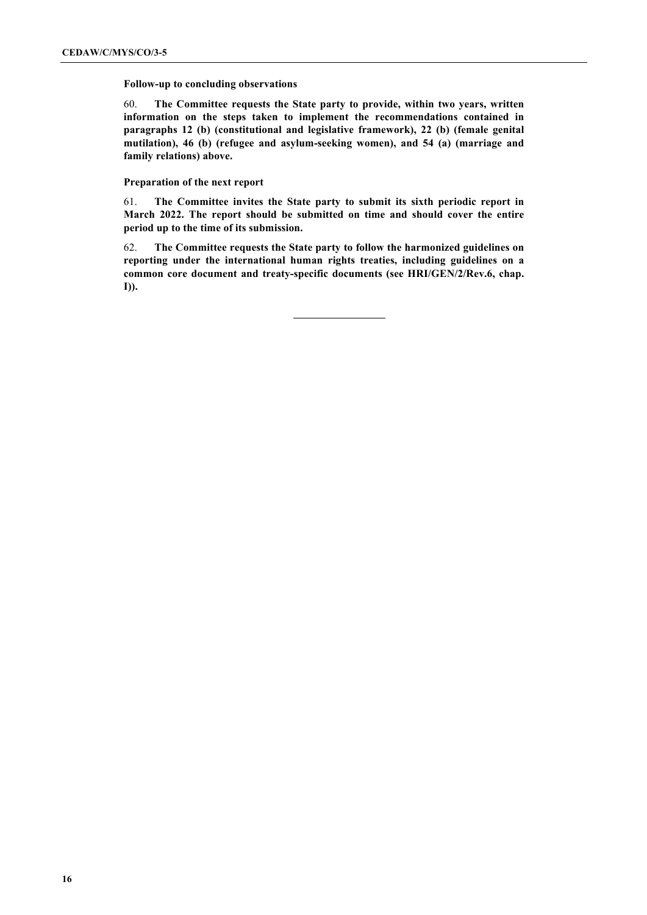**Follow-up to concluding observations**

60. **The Committee requests the State party to provide, within two years, written information on the steps taken to implement the recommendations contained in paragraphs 12 (b) (constitutional and legislative framework), 22 (b) (female genital mutilation), 46 (b) (refugee and asylum-seeking women), and 54 (a) (marriage and family relations) above.**

**Preparation of the next report**

61. **The Committee invites the State party to submit its sixth periodic report in March 2022. The report should be submitted on time and should cover the entire period up to the time of its submission.**

62. **The Committee requests the State party to follow the harmonized guidelines on reporting under the international human rights treaties, including guidelines on a common core document and treaty-specific documents (see HRI/GEN/2/Rev.6, chap. I)).**